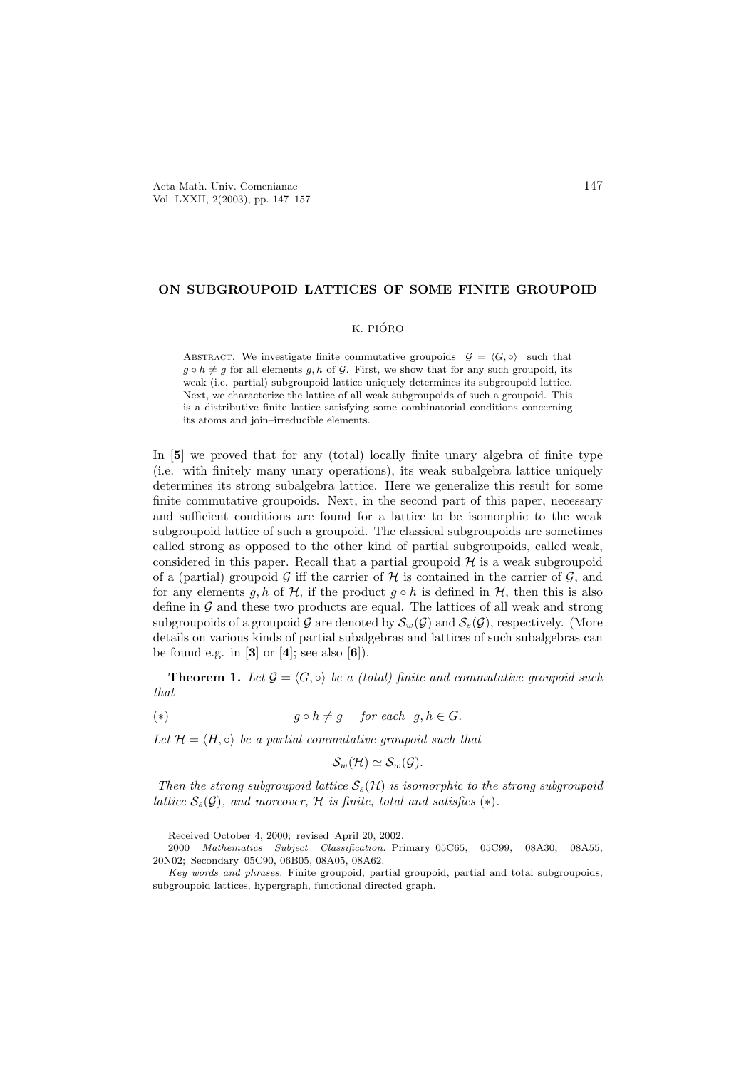# ON SUBGROUPOID LATTICES OF SOME FINITE GROUPOID

K. PIÓRO

Abstract. We investigate finite commutative groupoids $\mathcal{G} = \langle G, \circ \rangle$ such that $g \circ h \neq g$ for all elements $g, h$ of $\mathcal{G}$. First, we show that for any such groupoid, its weak (i.e. partial) subgroupoid lattice uniquely determines its subgroupoid lattice. Next, we characterize the lattice of all weak subgroupoids of such a groupoid. This is a distributive finite lattice satisfying some combinatorial conditions concerning its atoms and join–irreducible elements.

In [**5**] we proved that for any (total) locally finite unary algebra of finite type (i.e. with finitely many unary operations), its weak subalgebra lattice uniquely determines its strong subalgebra lattice. Here we generalize this result for some finite commutative groupoids. Next, in the second part of this paper, necessary and sufficient conditions are found for a lattice to be isomorphic to the weak subgroupoid lattice of such a groupoid. The classical subgroupoids are sometimes called strong as opposed to the other kind of partial subgroupoids, called weak, considered in this paper. Recall that a partial groupoid $\mathcal{H}$ is a weak subgroupoid of a (partial) groupoid $\mathcal{G}$ iff the carrier of $\mathcal{H}$ is contained in the carrier of $\mathcal{G}$, and for any elements $g, h$ of $\mathcal{H}$, if the product $g \circ h$ is defined in $\mathcal{H}$, then this is also define in $\mathcal{G}$ and these two products are equal. The lattices of all weak and strong subgroupoids of a groupoid $\mathcal{G}$ are denoted by $\mathcal{S}_w(\mathcal{G})$ and $\mathcal{S}_s(\mathcal{G})$, respectively. (More details on various kinds of partial subalgebras and lattices of such subalgebras can be found e.g. in [**3**] or [**4**]; see also [**6**]).

**Theorem 1.** *Let $\mathcal{G} = \langle G, \circ \rangle$ be a (total) finite and commutative groupoid such that*

$$(*) \qquad\qquad g \circ h \neq g \quad \text{for each} \;\; g, h \in G.$$

*Let $\mathcal{H} = \langle H, \circ \rangle$ be a partial commutative groupoid such that*

$$\mathcal{S}_w(\mathcal{H}) \simeq \mathcal{S}_w(\mathcal{G}).$$

*Then the strong subgroupoid lattice $\mathcal{S}_s(\mathcal{H})$ is isomorphic to the strong subgroupoid lattice $\mathcal{S}_s(\mathcal{G})$, and moreover, $\mathcal{H}$ is finite, total and satisfies $(*)$.*

Received October 4, 2000; revised April 20, 2002.

2000 *Mathematics Subject Classification.* Primary 05C65, 05C99, 08A30, 08A55, 20N02; Secondary 05C90, 06B05, 08A05, 08A62.

*Key words and phrases.* Finite groupoid, partial groupoid, partial and total subgroupoids, subgroupoid lattices, hypergraph, functional directed graph.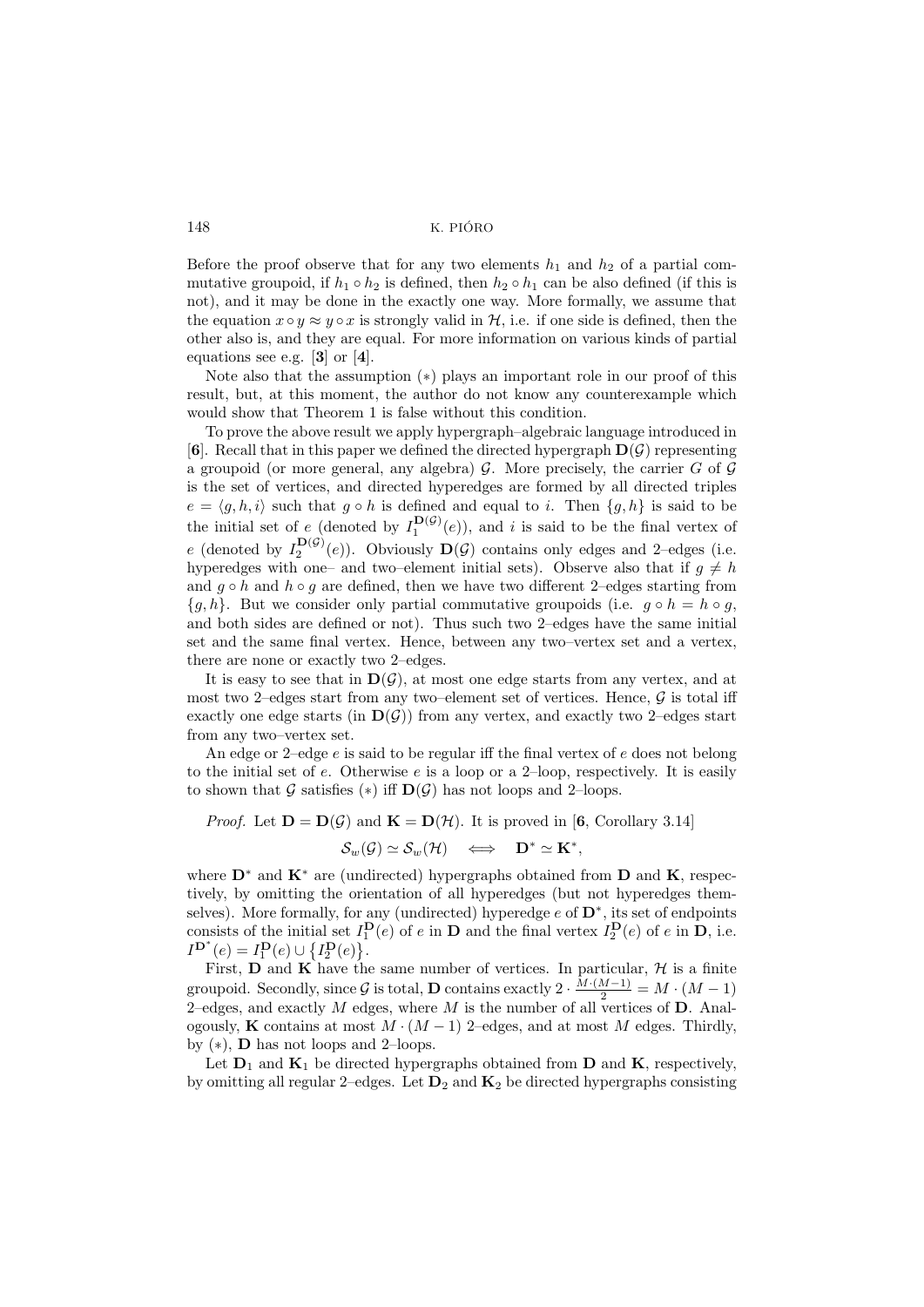Before the proof observe that for any two elements $h_1$ and $h_2$ of a partial commutative groupoid, if $h_1 \circ h_2$ is defined, then $h_2 \circ h_1$ can be also defined (if this is not), and it may be done in the exactly one way. More formally, we assume that the equation $x \circ y \approx y \circ x$ is strongly valid in $\mathcal{H}$, i.e. if one side is defined, then the other also is, and they are equal. For more information on various kinds of partial equations see e.g. [**3**] or [**4**].

Note also that the assumption $(*)$ plays an important role in our proof of this result, but, at this moment, the author do not know any counterexample which would show that Theorem 1 is false without this condition.

To prove the above result we apply hypergraph–algebraic language introduced in [**6**]. Recall that in this paper we defined the directed hypergraph $\mathbf{D}(\mathcal{G})$ representing a groupoid (or more general, any algebra) $\mathcal{G}$. More precisely, the carrier $G$ of $\mathcal{G}$ is the set of vertices, and directed hyperedges are formed by all directed triples $e = \langle g, h, i \rangle$ such that $g \circ h$ is defined and equal to $i$. Then $\{g, h\}$ is said to be the initial set of $e$ (denoted by $I_1^{\mathbf{D}(\mathcal{G})}(e)$), and $i$ is said to be the final vertex of $e$ (denoted by $I_2^{\mathbf{D}(\mathcal{G})}(e)$). Obviously $\mathbf{D}(\mathcal{G})$ contains only edges and 2–edges (i.e. hyperedges with one– and two–element initial sets). Observe also that if $g \neq h$ and $g \circ h$ and $h \circ g$ are defined, then we have two different 2–edges starting from $\{g, h\}$. But we consider only partial commutative groupoids (i.e. $g \circ h = h \circ g$, and both sides are defined or not). Thus such two 2–edges have the same initial set and the same final vertex. Hence, between any two–vertex set and a vertex, there are none or exactly two 2–edges.

It is easy to see that in $\mathbf{D}(\mathcal{G})$, at most one edge starts from any vertex, and at most two 2–edges start from any two–element set of vertices. Hence, $\mathcal{G}$ is total iff exactly one edge starts (in $\mathbf{D}(\mathcal{G})$) from any vertex, and exactly two 2–edges start from any two–vertex set.

An edge or 2–edge $e$ is said to be regular iff the final vertex of $e$ does not belong to the initial set of $e$. Otherwise $e$ is a loop or a 2–loop, respectively. It is easily to shown that $\mathcal{G}$ satisfies $(*)$ iff $\mathbf{D}(\mathcal{G})$ has not loops and 2–loops.

*Proof.* Let $\mathbf{D} = \mathbf{D}(\mathcal{G})$ and $\mathbf{K} = \mathbf{D}(\mathcal{H})$. It is proved in [**6**, Corollary 3.14]

$$\mathcal{S}_w(\mathcal{G}) \simeq \mathcal{S}_w(\mathcal{H}) \iff \mathbf{D}^* \simeq \mathbf{K}^*,$$

where $\mathbf{D}^*$ and $\mathbf{K}^*$ are (undirected) hypergraphs obtained from $\mathbf{D}$ and $\mathbf{K}$, respectively, by omitting the orientation of all hyperedges (but not hyperedges themselves). More formally, for any (undirected) hyperedge $e$ of $\mathbf{D}^*$, its set of endpoints consists of the initial set $I_1^{\mathbf{D}}(e)$ of $e$ in $\mathbf{D}$ and the final vertex $I_2^{\mathbf{D}}(e)$ of $e$ in $\mathbf{D}$, i.e. $I^{\mathbf{D}^*}(e) = I_1^{\mathbf{D}}(e) \cup \{I_2^{\mathbf{D}}(e)\}$.

First, $\mathbf{D}$ and $\mathbf{K}$ have the same number of vertices. In particular, $\mathcal{H}$ is a finite groupoid. Secondly, since $\mathcal{G}$ is total, $\mathbf{D}$ contains exactly $2 \cdot \frac{M \cdot (M-1)}{2} = M \cdot (M-1)$ 2–edges, and exactly $M$ edges, where $M$ is the number of all vertices of $\mathbf{D}$. Analogously, $\mathbf{K}$ contains at most $M \cdot (M-1)$ 2–edges, and at most $M$ edges. Thirdly, by $(*)$, $\mathbf{D}$ has not loops and 2–loops.

Let $\mathbf{D}_1$ and $\mathbf{K}_1$ be directed hypergraphs obtained from $\mathbf{D}$ and $\mathbf{K}$, respectively, by omitting all regular 2–edges. Let $\mathbf{D}_2$ and $\mathbf{K}_2$ be directed hypergraphs consisting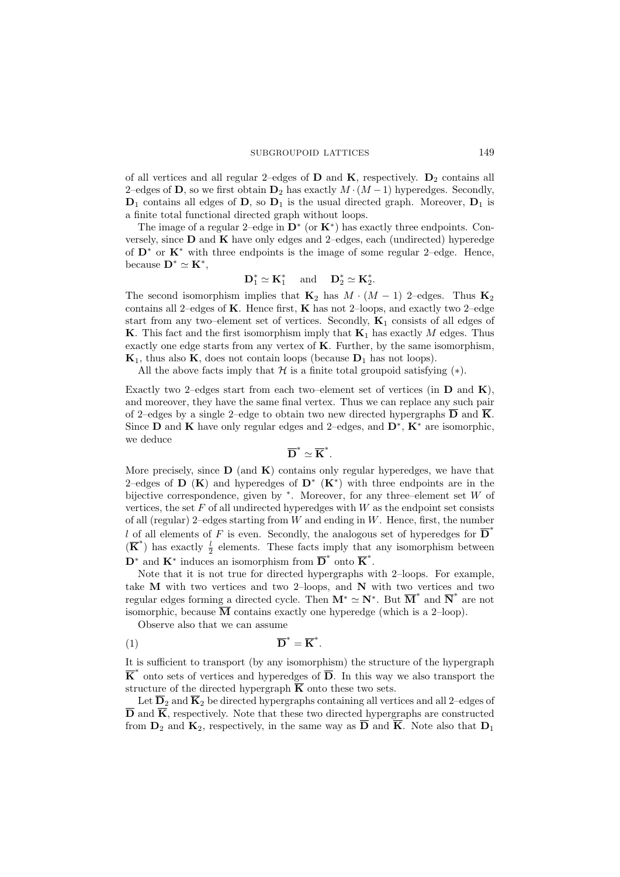of all vertices and all regular 2–edges of $\mathbf{D}$ and $\mathbf{K}$, respectively. $\mathbf{D}_2$ contains all 2–edges of $\mathbf{D}$, so we first obtain $\mathbf{D}_2$ has exactly $M \cdot (M-1)$ hyperedges. Secondly, $\mathbf{D}_1$ contains all edges of $\mathbf{D}$, so $\mathbf{D}_1$ is the usual directed graph. Moreover, $\mathbf{D}_1$ is a finite total functional directed graph without loops.

The image of a regular 2–edge in $\mathbf{D}^*$ (or $\mathbf{K}^*$) has exactly three endpoints. Conversely, since $\mathbf{D}$ and $\mathbf{K}$ have only edges and 2–edges, each (undirected) hyperedge of $\mathbf{D}^*$ or $\mathbf{K}^*$ with three endpoints is the image of some regular 2–edge. Hence, because $\mathbf{D}^* \simeq \mathbf{K}^*$,

$$\mathbf{D}_1^* \simeq \mathbf{K}_1^* \quad \text{and} \quad \mathbf{D}_2^* \simeq \mathbf{K}_2^*.$$

The second isomorphism implies that $\mathbf{K}_2$ has $M \cdot (M-1)$ 2–edges. Thus $\mathbf{K}_2$ contains all 2–edges of $\mathbf{K}$. Hence first, $\mathbf{K}$ has not 2–loops, and exactly two 2–edge start from any two–element set of vertices. Secondly, $\mathbf{K}_1$ consists of all edges of $\mathbf{K}$. This fact and the first isomorphism imply that $\mathbf{K}_1$ has exactly $M$ edges. Thus exactly one edge starts from any vertex of $\mathbf{K}$. Further, by the same isomorphism, $\mathbf{K}_1$, thus also $\mathbf{K}$, does not contain loops (because $\mathbf{D}_1$ has not loops).

All the above facts imply that $\mathcal{H}$ is a finite total groupoid satisfying $(*)$.

Exactly two 2–edges start from each two–element set of vertices (in $\mathbf{D}$ and $\mathbf{K}$), and moreover, they have the same final vertex. Thus we can replace any such pair of 2–edges by a single 2–edge to obtain two new directed hypergraphs $\overline{\mathbf{D}}$ and $\overline{\mathbf{K}}$. Since $\mathbf{D}$ and $\mathbf{K}$ have only regular edges and 2–edges, and $\mathbf{D}^*$, $\mathbf{K}^*$ are isomorphic, we deduce

$$\overline{\mathbf{D}}^* \simeq \overline{\mathbf{K}}^*.$$

More precisely, since $\mathbf{D}$ (and $\mathbf{K}$) contains only regular hyperedges, we have that 2–edges of $\mathbf{D}$ ($\mathbf{K}$) and hyperedges of $\mathbf{D}^*$ ($\mathbf{K}^*$) with three endpoints are in the bijective correspondence, given by $^*$. Moreover, for any three–element set $W$ of vertices, the set $F$ of all undirected hyperedges with $W$ as the endpoint set consists of all (regular) 2–edges starting from $W$ and ending in $W$. Hence, first, the number $l$ of all elements of $F$ is even. Secondly, the analogous set of hyperedges for $\overline{\mathbf{D}}^*$ ($\overline{\mathbf{K}}^*$) has exactly $\frac{l}{2}$ elements. These facts imply that any isomorphism between $\mathbf{D}^*$ and $\mathbf{K}^*$ induces an isomorphism from $\overline{\mathbf{D}}^*$ onto $\overline{\mathbf{K}}^*$.

Note that it is not true for directed hypergraphs with 2–loops. For example, take $\mathbf{M}$ with two vertices and two 2–loops, and $\mathbf{N}$ with two vertices and two regular edges forming a directed cycle. Then $\mathbf{M}^* \simeq \mathbf{N}^*$. But $\overline{\mathbf{M}}^*$ and $\overline{\mathbf{N}}^*$ are not isomorphic, because $\overline{\mathbf{M}}$ contains exactly one hyperedge (which is a 2–loop).

Observe also that we can assume

$$\overline{\mathbf{D}}^* = \overline{\mathbf{K}}^*. \tag{1}$$

It is sufficient to transport (by any isomorphism) the structure of the hypergraph $\overline{\mathbf{K}}^*$ onto sets of vertices and hyperedges of $\overline{\mathbf{D}}$. In this way we also transport the structure of the directed hypergraph $\overline{\mathbf{K}}$ onto these two sets.

Let $\overline{\mathbf{D}}_2$ and $\overline{\mathbf{K}}_2$ be directed hypergraphs containing all vertices and all 2–edges of $\overline{\mathbf{D}}$ and $\overline{\mathbf{K}}$, respectively. Note that these two directed hypergraphs are constructed from $\mathbf{D}_2$ and $\mathbf{K}_2$, respectively, in the same way as $\overline{\mathbf{D}}$ and $\overline{\mathbf{K}}$. Note also that $\mathbf{D}_1$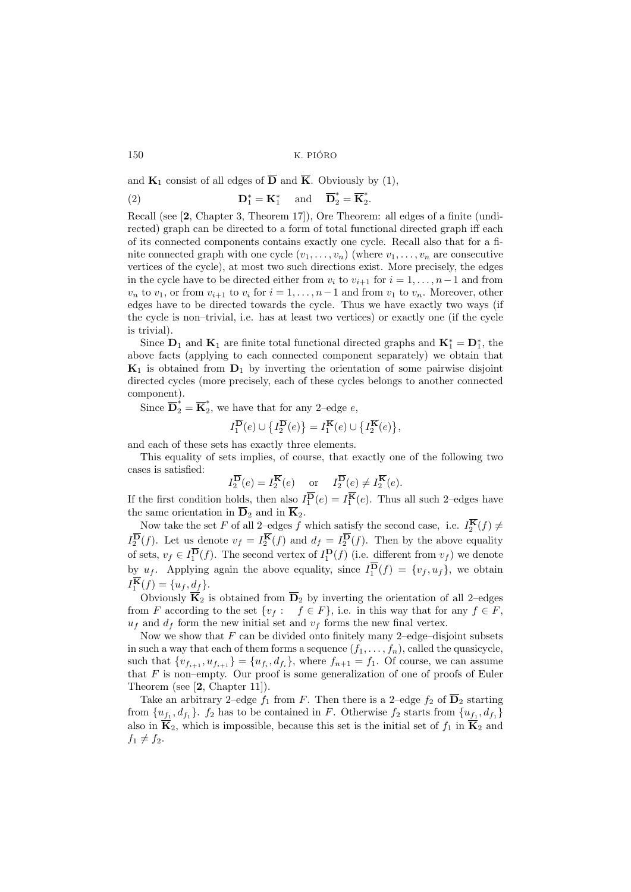and $\mathbf{K}_1$ consist of all edges of $\overline{\mathbf{D}}$ and $\overline{\mathbf{K}}$. Obviously by (1),

$$\mathbf{D}_1^* = \mathbf{K}_1^* \quad \text{and} \quad \overline{\mathbf{D}}_2^* = \overline{\mathbf{K}}_2^*. \tag{2}$$

Recall (see [**2**, Chapter 3, Theorem 17]), Ore Theorem: all edges of a finite (undirected) graph can be directed to a form of total functional directed graph iff each of its connected components contains exactly one cycle. Recall also that for a finite connected graph with one cycle $(v_1, \ldots, v_n)$ (where $v_1, \ldots, v_n$ are consecutive vertices of the cycle), at most two such directions exist. More precisely, the edges in the cycle have to be directed either from $v_i$ to $v_{i+1}$ for $i = 1, \ldots, n-1$ and from $v_n$ to $v_1$, or from $v_{i+1}$ to $v_i$ for $i = 1, \ldots, n-1$ and from $v_1$ to $v_n$. Moreover, other edges have to be directed towards the cycle. Thus we have exactly two ways (if the cycle is non–trivial, i.e. has at least two vertices) or exactly one (if the cycle is trivial).

Since $\mathbf{D}_1$ and $\mathbf{K}_1$ are finite total functional directed graphs and $\mathbf{K}_1^* = \mathbf{D}_1^*$, the above facts (applying to each connected component separately) we obtain that $\mathbf{K}_1$ is obtained from $\mathbf{D}_1$ by inverting the orientation of some pairwise disjoint directed cycles (more precisely, each of these cycles belongs to another connected component).

Since $\overline{\mathbf{D}}_2^* = \overline{\mathbf{K}}_2^*$, we have that for any 2–edge $e$,

$$I_1^{\overline{\mathbf{D}}}(e) \cup \{I_2^{\overline{\mathbf{D}}}(e)\} = I_1^{\overline{\mathbf{K}}}(e) \cup \{I_2^{\overline{\mathbf{K}}}(e)\},$$

and each of these sets has exactly three elements.

This equality of sets implies, of course, that exactly one of the following two cases is satisfied:

$$I_2^{\overline{\mathbf{D}}}(e) = I_2^{\overline{\mathbf{K}}}(e) \quad \text{or} \quad I_2^{\overline{\mathbf{D}}}(e) \neq I_2^{\overline{\mathbf{K}}}(e).$$

If the first condition holds, then also $I_1^{\overline{\mathbf{D}}}(e) = I_1^{\overline{\mathbf{K}}}(e)$. Thus all such 2–edges have the same orientation in $\overline{\mathbf{D}}_2$ and in $\overline{\mathbf{K}}_2$.

Now take the set $F$ of all 2–edges $f$ which satisfy the second case, i.e. $I_2^{\overline{\mathbf{K}}}(f) \neq I_2^{\overline{\mathbf{D}}}(f)$. Let us denote $v_f = I_2^{\overline{\mathbf{K}}}(f)$ and $d_f = I_2^{\overline{\mathbf{D}}}(f)$. Then by the above equality of sets, $v_f \in I_1^{\overline{\mathbf{D}}}(f)$. The second vertex of $I_1^{\mathbf{D}}(f)$ (i.e. different from $v_f$) we denote by $u_f$. Applying again the above equality, since $I_1^{\overline{\mathbf{D}}}(f) = \{v_f, u_f\}$, we obtain $I_1^{\overline{\mathbf{K}}}(f) = \{u_f, d_f\}$.

Obviously $\overline{\mathbf{K}}_2$ is obtained from $\overline{\mathbf{D}}_2$ by inverting the orientation of all 2–edges from $F$ according to the set $\{v_f : \ f \in F\}$, i.e. in this way that for any $f \in F$, $u_f$ and $d_f$ form the new initial set and $v_f$ forms the new final vertex.

Now we show that $F$ can be divided onto finitely many 2–edge–disjoint subsets in such a way that each of them forms a sequence $(f_1, \ldots, f_n)$, called the quasicycle, such that $\{v_{f_{i+1}}, u_{f_{i+1}}\} = \{u_{f_i}, d_{f_i}\}$, where $f_{n+1} = f_1$. Of course, we can assume that $F$ is non–empty. Our proof is some generalization of one of proofs of Euler Theorem (see [**2**, Chapter 11]).

Take an arbitrary 2–edge $f_1$ from $F$. Then there is a 2–edge $f_2$ of $\overline{\mathbf{D}}_2$ starting from $\{u_{f_1}, d_{f_1}\}$. $f_2$ has to be contained in $F$. Otherwise $f_2$ starts from $\{u_{f_1}, d_{f_1}\}$ also in $\overline{\mathbf{K}}_2$, which is impossible, because this set is the initial set of $f_1$ in $\overline{\mathbf{K}}_2$ and $f_1 \neq f_2$.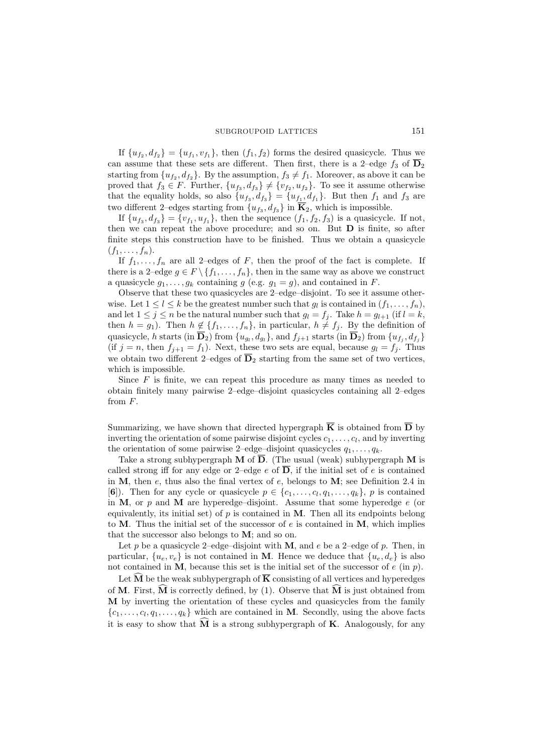If $\{u_{f_2}, d_{f_2}\} = \{u_{f_1}, v_{f_1}\}$, then $(f_1, f_2)$ forms the desired quasicycle. Thus we can assume that these sets are different. Then first, there is a 2–edge $f_3$ of $\overline{\mathbf{D}}_2$ starting from $\{u_{f_2}, d_{f_2}\}$. By the assumption, $f_3 \neq f_1$. Moreover, as above it can be proved that $f_3 \in F$. Further, $\{u_{f_3}, d_{f_3}\} \neq \{v_{f_2}, u_{f_2}\}$. To see it assume otherwise that the equality holds, so also $\{u_{f_3}, d_{f_3}\} = \{u_{f_1}, d_{f_1}\}$. But then $f_1$ and $f_3$ are two different 2–edges starting from $\{u_{f_3}, d_{f_3}\}$ in $\overline{\mathbf{K}}_2$, which is impossible.

If $\{u_{f_3}, d_{f_3}\} = \{v_{f_1}, u_{f_1}\}$, then the sequence $(f_1, f_2, f_3)$ is a quasicycle. If not, then we can repeat the above procedure; and so on. But $\mathbf{D}$ is finite, so after finite steps this construction have to be finished. Thus we obtain a quasicycle $(f_1, \dots, f_n)$.

If $f_1, \dots, f_n$ are all 2–edges of $F$, then the proof of the fact is complete. If there is a 2–edge $g \in F \setminus \{f_1, \dots, f_n\}$, then in the same way as above we construct a quasicycle $g_1, \dots, g_k$ containing $g$ (e.g. $g_1 = g$), and contained in $F$.

Observe that these two quasicycles are 2–edge–disjoint. To see it assume otherwise. Let $1 \leq l \leq k$ be the greatest number such that $g_l$ is contained in $(f_1, \dots, f_n)$, and let $1 \leq j \leq n$ be the natural number such that $g_l = f_j$. Take $h = g_{l+1}$ (if $l = k$, then $h = g_1$). Then $h \notin \{f_1, \dots, f_n\}$, in particular, $h \neq f_j$. By the definition of quasicycle, $h$ starts (in $\overline{\mathbf{D}}_2$) from $\{u_{g_l}, d_{g_l}\}$, and $f_{j+1}$ starts (in $\overline{\mathbf{D}}_2$) from $\{u_{f_j}, d_{f_j}\}$ (if $j = n$, then $f_{j+1} = f_1$). Next, these two sets are equal, because $g_l = f_j$. Thus we obtain two different 2–edges of $\overline{\mathbf{D}}_2$ starting from the same set of two vertices, which is impossible.

Since $F$ is finite, we can repeat this procedure as many times as needed to obtain finitely many pairwise 2–edge–disjoint quasicycles containing all 2–edges from $F$.

Summarizing, we have shown that directed hypergraph $\overline{\mathbf{K}}$ is obtained from $\overline{\mathbf{D}}$ by inverting the orientation of some pairwise disjoint cycles $c_1, \dots, c_l$, and by inverting the orientation of some pairwise 2–edge–disjoint quasicycles $q_1, \dots, q_k$.

Take a strong subhypergraph $\mathbf{M}$ of $\overline{\mathbf{D}}$. (The usual (weak) subhypergraph $\mathbf{M}$ is called strong iff for any edge or 2–edge $e$ of $\overline{\mathbf{D}}$, if the initial set of $e$ is contained in $\mathbf{M}$, then $e$, thus also the final vertex of $e$, belongs to $\mathbf{M}$; see Definition 2.4 in [**6**]). Then for any cycle or quasicycle $p \in \{c_1, \dots, c_l, q_1, \dots, q_k\}$, $p$ is contained in $\mathbf{M}$, or $p$ and $\mathbf{M}$ are hyperedge–disjoint. Assume that some hyperedge $e$ (or equivalently, its initial set) of $p$ is contained in $\mathbf{M}$. Then all its endpoints belong to $\mathbf{M}$. Thus the initial set of the successor of $e$ is contained in $\mathbf{M}$, which implies that the successor also belongs to $\mathbf{M}$; and so on.

Let $p$ be a quasicycle 2–edge–disjoint with $\mathbf{M}$, and $e$ be a 2–edge of $p$. Then, in particular, $\{u_e, v_e\}$ is not contained in $\mathbf{M}$. Hence we deduce that $\{u_e, d_e\}$ is also not contained in $\mathbf{M}$, because this set is the initial set of the successor of $e$ (in $p$).

Let $\widehat{\mathbf{M}}$ be the weak subhypergraph of $\overline{\mathbf{K}}$ consisting of all vertices and hyperedges of $\mathbf{M}$. First, $\widehat{\mathbf{M}}$ is correctly defined, by (1). Observe that $\widehat{\mathbf{M}}$ is just obtained from $\mathbf{M}$ by inverting the orientation of these cycles and quasicycles from the family $\{c_1, \dots, c_l, q_1, \dots, q_k\}$ which are contained in $\mathbf{M}$. Secondly, using the above facts it is easy to show that $\widehat{\mathbf{M}}$ is a strong subhypergraph of $\mathbf{K}$. Analogously, for any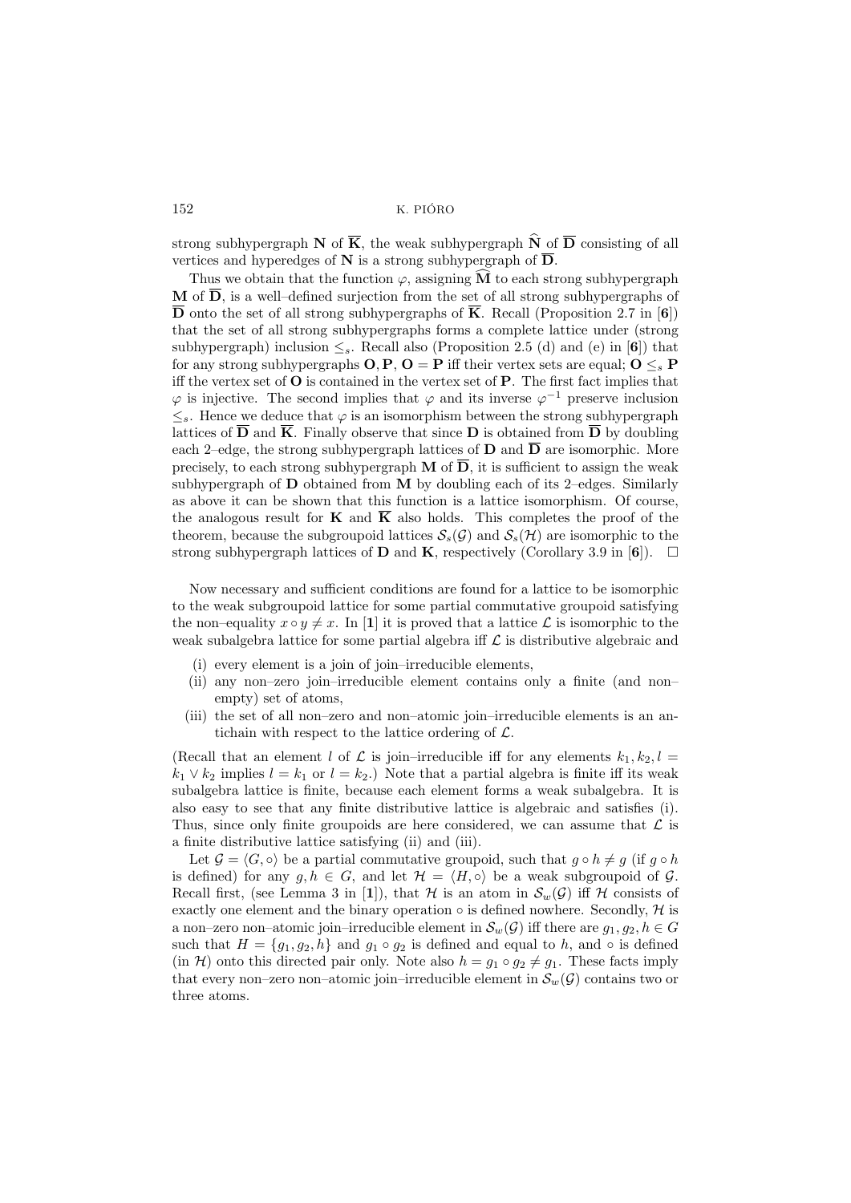strong subhypergraph $\mathbf{N}$ of $\overline{\mathbf{K}}$, the weak subhypergraph $\widehat{\mathbf{N}}$ of $\overline{\mathbf{D}}$ consisting of all vertices and hyperedges of $\mathbf{N}$ is a strong subhypergraph of $\overline{\mathbf{D}}$.

Thus we obtain that the function $\varphi$, assigning $\widehat{\mathbf{M}}$ to each strong subhypergraph $\mathbf{M}$ of $\overline{\mathbf{D}}$, is a well–defined surjection from the set of all strong subhypergraphs of $\overline{\mathbf{D}}$ onto the set of all strong subhypergraphs of $\overline{\mathbf{K}}$. Recall (Proposition 2.7 in [**6**]) that the set of all strong subhypergraphs forms a complete lattice under (strong subhypergraph) inclusion $\leq_s$. Recall also (Proposition 2.5 (d) and (e) in [**6**]) that for any strong subhypergraphs $\mathbf{O}, \mathbf{P}$, $\mathbf{O} = \mathbf{P}$ iff their vertex sets are equal; $\mathbf{O} \leq_s \mathbf{P}$ iff the vertex set of $\mathbf{O}$ is contained in the vertex set of $\mathbf{P}$. The first fact implies that $\varphi$ is injective. The second implies that $\varphi$ and its inverse $\varphi^{-1}$ preserve inclusion $\leq_s$. Hence we deduce that $\varphi$ is an isomorphism between the strong subhypergraph lattices of $\overline{\mathbf{D}}$ and $\overline{\mathbf{K}}$. Finally observe that since $\mathbf{D}$ is obtained from $\overline{\mathbf{D}}$ by doubling each 2–edge, the strong subhypergraph lattices of $\mathbf{D}$ and $\overline{\mathbf{D}}$ are isomorphic. More precisely, to each strong subhypergraph $\mathbf{M}$ of $\overline{\mathbf{D}}$, it is sufficient to assign the weak subhypergraph of $\mathbf{D}$ obtained from $\mathbf{M}$ by doubling each of its 2–edges. Similarly as above it can be shown that this function is a lattice isomorphism. Of course, the analogous result for $\mathbf{K}$ and $\overline{\mathbf{K}}$ also holds. This completes the proof of the theorem, because the subgroupoid lattices $\mathcal{S}_s(\mathcal{G})$ and $\mathcal{S}_s(\mathcal{H})$ are isomorphic to the strong subhypergraph lattices of $\mathbf{D}$ and $\mathbf{K}$, respectively (Corollary 3.9 in [**6**]). $\square$

Now necessary and sufficient conditions are found for a lattice to be isomorphic to the weak subgroupoid lattice for some partial commutative groupoid satisfying the non–equality $x \circ y \neq x$. In [**1**] it is proved that a lattice $\mathcal{L}$ is isomorphic to the weak subalgebra lattice for some partial algebra iff $\mathcal{L}$ is distributive algebraic and

- (i) every element is a join of join–irreducible elements,
- (ii) any non–zero join–irreducible element contains only a finite (and non–empty) set of atoms,
- (iii) the set of all non–zero and non–atomic join–irreducible elements is an antichain with respect to the lattice ordering of $\mathcal{L}$.

(Recall that an element $l$ of $\mathcal{L}$ is join–irreducible iff for any elements $k_1, k_2, l = k_1 \vee k_2$ implies $l = k_1$ or $l = k_2$.) Note that a partial algebra is finite iff its weak subalgebra lattice is finite, because each element forms a weak subalgebra. It is also easy to see that any finite distributive lattice is algebraic and satisfies (i). Thus, since only finite groupoids are here considered, we can assume that $\mathcal{L}$ is a finite distributive lattice satisfying (ii) and (iii).

Let $\mathcal{G} = \langle G, \circ \rangle$ be a partial commutative groupoid, such that $g \circ h \neq g$ (if $g \circ h$ is defined) for any $g, h \in G$, and let $\mathcal{H} = \langle H, \circ \rangle$ be a weak subgroupoid of $\mathcal{G}$. Recall first, (see Lemma 3 in [**1**]), that $\mathcal{H}$ is an atom in $\mathcal{S}_w(\mathcal{G})$ iff $\mathcal{H}$ consists of exactly one element and the binary operation $\circ$ is defined nowhere. Secondly, $\mathcal{H}$ is a non–zero non–atomic join–irreducible element in $\mathcal{S}_w(\mathcal{G})$ iff there are $g_1, g_2, h \in G$ such that $H = \{g_1, g_2, h\}$ and $g_1 \circ g_2$ is defined and equal to $h$, and $\circ$ is defined (in $\mathcal{H}$) onto this directed pair only. Note also $h = g_1 \circ g_2 \neq g_1$. These facts imply that every non–zero non–atomic join–irreducible element in $\mathcal{S}_w(\mathcal{G})$ contains two or three atoms.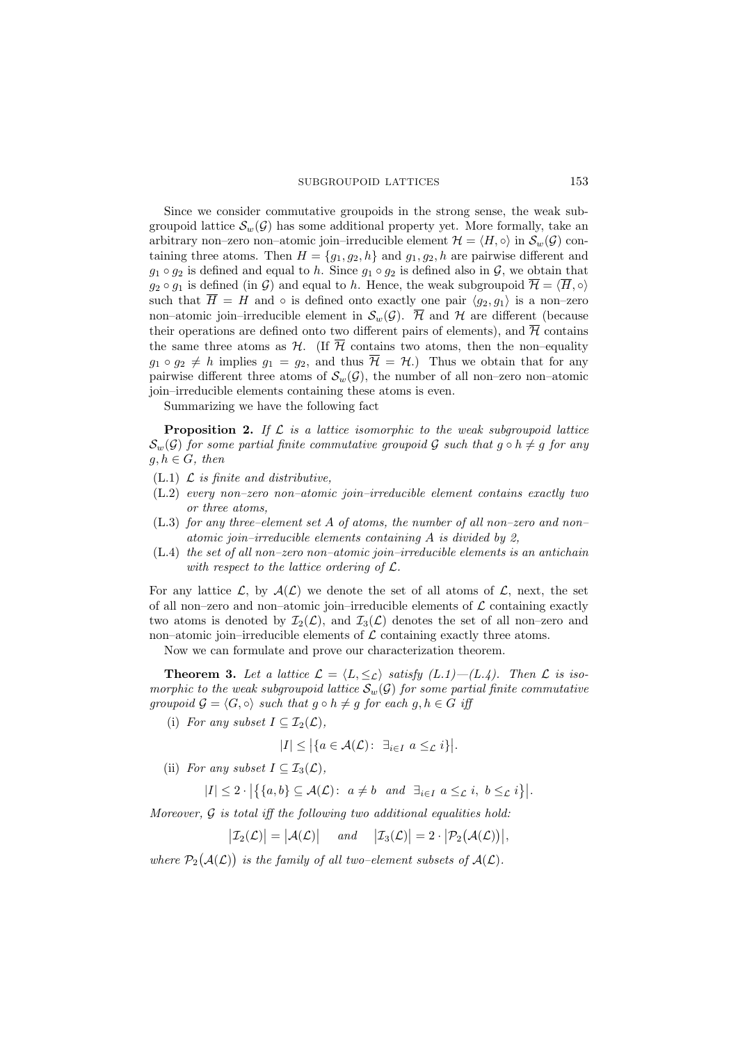Since we consider commutative groupoids in the strong sense, the weak subgroupoid lattice $\mathcal{S}_w(\mathcal{G})$ has some additional property yet. More formally, take an arbitrary non–zero non–atomic join–irreducible element $\mathcal{H} = \langle H, \circ \rangle$ in $\mathcal{S}_w(\mathcal{G})$ containing three atoms. Then $H = \{g_1, g_2, h\}$ and $g_1, g_2, h$ are pairwise different and $g_1 \circ g_2$ is defined and equal to $h$. Since $g_1 \circ g_2$ is defined also in $\mathcal{G}$, we obtain that $g_2 \circ g_1$ is defined (in $\mathcal{G}$) and equal to $h$. Hence, the weak subgroupoid $\overline{\mathcal{H}} = \langle \overline{H}, \circ \rangle$ such that $\overline{H} = H$ and $\circ$ is defined onto exactly one pair $\langle g_2, g_1 \rangle$ is a non–zero non–atomic join–irreducible element in $\mathcal{S}_w(\mathcal{G})$. $\overline{\mathcal{H}}$ and $\mathcal{H}$ are different (because their operations are defined onto two different pairs of elements), and $\overline{\mathcal{H}}$ contains the same three atoms as $\mathcal{H}$. (If $\overline{\mathcal{H}}$ contains two atoms, then the non–equality $g_1 \circ g_2 \neq h$ implies $g_1 = g_2$, and thus $\overline{\mathcal{H}} = \mathcal{H}$.) Thus we obtain that for any pairwise different three atoms of $\mathcal{S}_w(\mathcal{G})$, the number of all non–zero non–atomic join–irreducible elements containing these atoms is even.

Summarizing we have the following fact

**Proposition 2.** *If $\mathcal{L}$ is a lattice isomorphic to the weak subgroupoid lattice $\mathcal{S}_w(\mathcal{G})$ for some partial finite commutative groupoid $\mathcal{G}$ such that $g \circ h \neq g$ for any $g, h \in G$, then*

- (L.1) *$\mathcal{L}$ is finite and distributive,*
- (L.2) *every non–zero non–atomic join–irreducible element contains exactly two or three atoms,*
- (L.3) *for any three–element set $A$ of atoms, the number of all non–zero and non–atomic join–irreducible elements containing $A$ is divided by 2,*
- (L.4) *the set of all non–zero non–atomic join–irreducible elements is an antichain with respect to the lattice ordering of $\mathcal{L}$.*

For any lattice $\mathcal{L}$, by $\mathcal{A}(\mathcal{L})$ we denote the set of all atoms of $\mathcal{L}$, next, the set of all non–zero and non–atomic join–irreducible elements of $\mathcal{L}$ containing exactly two atoms is denoted by $\mathcal{I}_2(\mathcal{L})$, and $\mathcal{I}_3(\mathcal{L})$ denotes the set of all non–zero and non–atomic join–irreducible elements of $\mathcal{L}$ containing exactly three atoms.

Now we can formulate and prove our characterization theorem.

**Theorem 3.** *Let a lattice $\mathcal{L} = \langle L, \leq_{\mathcal{L}} \rangle$ satisfy (L.1)—(L.4). Then $\mathcal{L}$ is isomorphic to the weak subgroupoid lattice $\mathcal{S}_w(\mathcal{G})$ for some partial finite commutative groupoid $\mathcal{G} = \langle G, \circ \rangle$ such that $g \circ h \neq g$ for each $g, h \in G$ iff*

(i) *For any subset $I \subseteq \mathcal{I}_2(\mathcal{L})$,*

$$|I| \leq \left|\{a \in \mathcal{A}(\mathcal{L}) \colon \ \exists_{i \in I} \ a \leq_{\mathcal{L}} i\}\right|.$$

(ii) *For any subset $I \subseteq \mathcal{I}_3(\mathcal{L})$,*

$$|I| \leq 2 \cdot \left|\left\{\{a, b\} \subseteq \mathcal{A}(\mathcal{L}) \colon \ a \neq b \ \text{ and } \ \exists_{i \in I} \ a \leq_{\mathcal{L}} i, \ b \leq_{\mathcal{L}} i\right\}\right|.$$

*Moreover, $\mathcal{G}$ is total iff the following two additional equalities hold:*

$$\left|\mathcal{I}_2(\mathcal{L})\right| = \left|\mathcal{A}(\mathcal{L})\right| \quad \text{ and } \quad \left|\mathcal{I}_3(\mathcal{L})\right| = 2 \cdot \left|\mathcal{P}_2\big(\mathcal{A}(\mathcal{L})\big)\right|,$$

*where $\mathcal{P}_2\big(\mathcal{A}(\mathcal{L})\big)$ is the family of all two–element subsets of $\mathcal{A}(\mathcal{L})$.*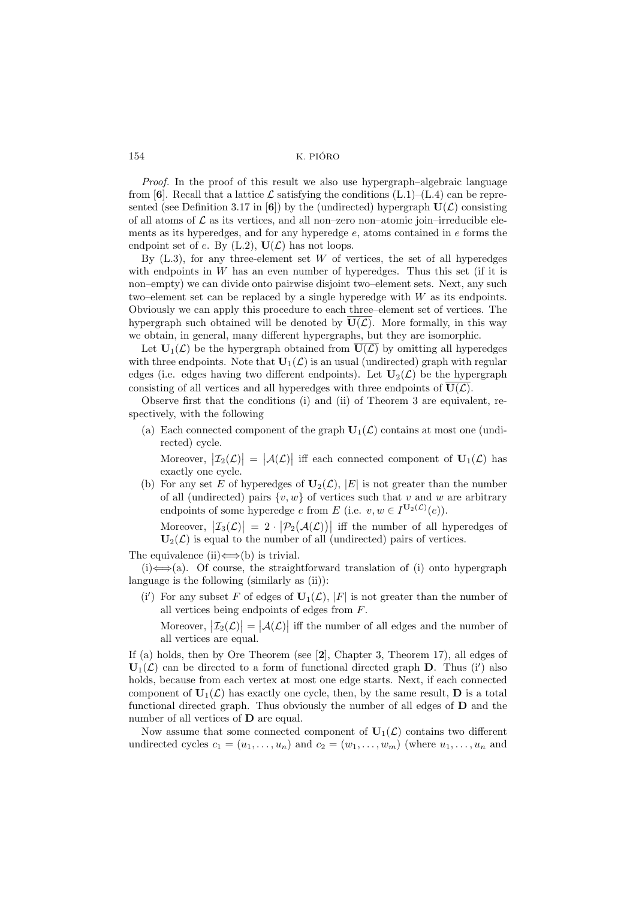*Proof.* In the proof of this result we also use hypergraph–algebraic language from [**6**]. Recall that a lattice $\mathcal{L}$ satisfying the conditions (L.1)–(L.4) can be represented (see Definition 3.17 in [**6**]) by the (undirected) hypergraph $\mathbf{U}(\mathcal{L})$ consisting of all atoms of $\mathcal{L}$ as its vertices, and all non–zero non–atomic join–irreducible elements as its hyperedges, and for any hyperedge $e$, atoms contained in $e$ forms the endpoint set of $e$. By (L.2), $\mathbf{U}(\mathcal{L})$ has not loops.

By (L.3), for any three-element set $W$ of vertices, the set of all hyperedges with endpoints in $W$ has an even number of hyperedges. Thus this set (if it is non–empty) we can divide onto pairwise disjoint two–element sets. Next, any such two–element set can be replaced by a single hyperedge with $W$ as its endpoints. Obviously we can apply this procedure to each three–element set of vertices. The hypergraph such obtained will be denoted by $\overline{\mathbf{U}(\mathcal{L})}$. More formally, in this way we obtain, in general, many different hypergraphs, but they are isomorphic.

Let $\mathbf{U}_1(\mathcal{L})$ be the hypergraph obtained from $\overline{\mathbf{U}(\mathcal{L})}$ by omitting all hyperedges with three endpoints. Note that $\mathbf{U}_1(\mathcal{L})$ is an usual (undirected) graph with regular edges (i.e. edges having two different endpoints). Let $\mathbf{U}_2(\mathcal{L})$ be the hypergraph consisting of all vertices and all hyperedges with three endpoints of $\overline{\mathbf{U}(\mathcal{L})}$.

Observe first that the conditions (i) and (ii) of Theorem 3 are equivalent, respectively, with the following

(a) Each connected component of the graph $\mathbf{U}_1(\mathcal{L})$ contains at most one (undirected) cycle.

  Moreover, $|\mathcal{I}_2(\mathcal{L})| = |\mathcal{A}(\mathcal{L})|$ iff each connected component of $\mathbf{U}_1(\mathcal{L})$ has exactly one cycle.

(b) For any set $E$ of hyperedges of $\mathbf{U}_2(\mathcal{L})$, $|E|$ is not greater than the number of all (undirected) pairs $\{v, w\}$ of vertices such that $v$ and $w$ are arbitrary endpoints of some hyperedge $e$ from $E$ (i.e. $v, w \in I^{\mathbf{U}_2(\mathcal{L})}(e)$).

  Moreover, $|\mathcal{I}_3(\mathcal{L})| = 2 \cdot |\mathcal{P}_2(\mathcal{A}(\mathcal{L}))|$ iff the number of all hyperedges of $\mathbf{U}_2(\mathcal{L})$ is equal to the number of all (undirected) pairs of vertices.

The equivalence (ii)$\Longleftrightarrow$(b) is trivial.

(i)$\Longleftrightarrow$(a). Of course, the straightforward translation of (i) onto hypergraph language is the following (similarly as (ii)):

(i′) For any subset $F$ of edges of $\mathbf{U}_1(\mathcal{L})$, $|F|$ is not greater than the number of all vertices being endpoints of edges from $F$.

  Moreover, $|\mathcal{I}_2(\mathcal{L})| = |\mathcal{A}(\mathcal{L})|$ iff the number of all edges and the number of all vertices are equal.

If (a) holds, then by Ore Theorem (see [**2**], Chapter 3, Theorem 17), all edges of $\mathbf{U}_1(\mathcal{L})$ can be directed to a form of functional directed graph $\mathbf{D}$. Thus (i′) also holds, because from each vertex at most one edge starts. Next, if each connected component of $\mathbf{U}_1(\mathcal{L})$ has exactly one cycle, then, by the same result, $\mathbf{D}$ is a total functional directed graph. Thus obviously the number of all edges of $\mathbf{D}$ and the number of all vertices of $\mathbf{D}$ are equal.

Now assume that some connected component of $\mathbf{U}_1(\mathcal{L})$ contains two different undirected cycles $c_1 = (u_1, \ldots, u_n)$ and $c_2 = (w_1, \ldots, w_m)$ (where $u_1, \ldots, u_n$ and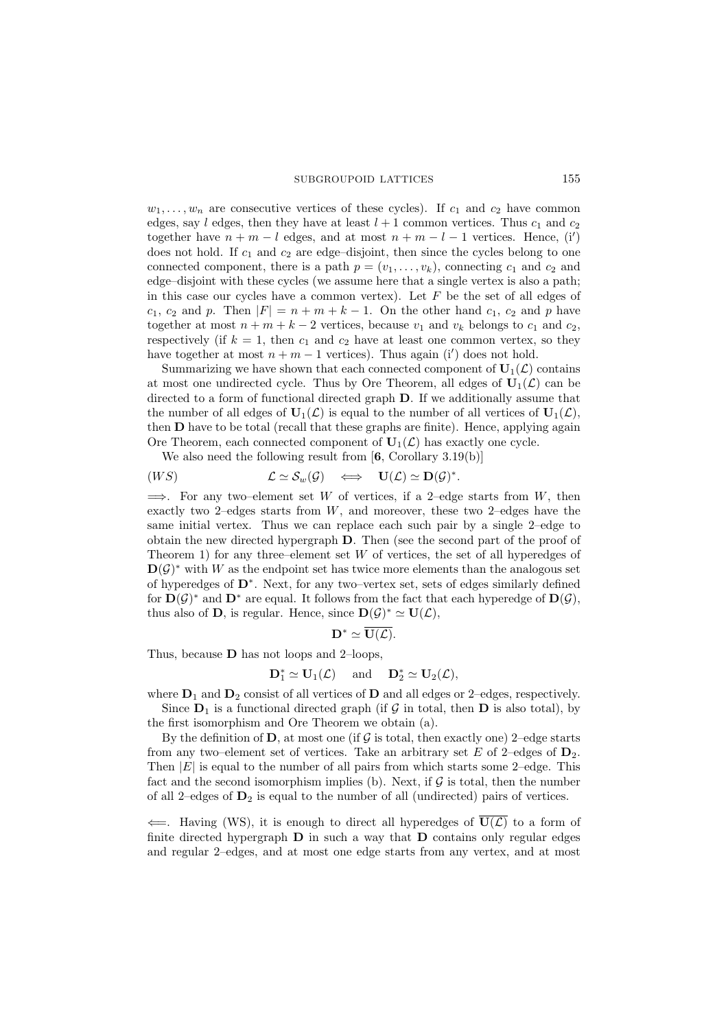$w_1, \ldots, w_n$ are consecutive vertices of these cycles). If $c_1$ and $c_2$ have common edges, say $l$ edges, then they have at least $l+1$ common vertices. Thus $c_1$ and $c_2$ together have $n+m-l$ edges, and at most $n+m-l-1$ vertices. Hence, (i$'$) does not hold. If $c_1$ and $c_2$ are edge–disjoint, then since the cycles belong to one connected component, there is a path $p = (v_1, \ldots, v_k)$, connecting $c_1$ and $c_2$ and edge–disjoint with these cycles (we assume here that a single vertex is also a path; in this case our cycles have a common vertex). Let $F$ be the set of all edges of $c_1$, $c_2$ and $p$. Then $|F| = n+m+k-1$. On the other hand $c_1$, $c_2$ and $p$ have together at most $n+m+k-2$ vertices, because $v_1$ and $v_k$ belongs to $c_1$ and $c_2$, respectively (if $k=1$, then $c_1$ and $c_2$ have at least one common vertex, so they have together at most $n+m-1$ vertices). Thus again (i$'$) does not hold.

Summarizing we have shown that each connected component of $\mathbf{U}_1(\mathcal{L})$ contains at most one undirected cycle. Thus by Ore Theorem, all edges of $\mathbf{U}_1(\mathcal{L})$ can be directed to a form of functional directed graph $\mathbf{D}$. If we additionally assume that the number of all edges of $\mathbf{U}_1(\mathcal{L})$ is equal to the number of all vertices of $\mathbf{U}_1(\mathcal{L})$, then $\mathbf{D}$ have to be total (recall that these graphs are finite). Hence, applying again Ore Theorem, each connected component of $\mathbf{U}_1(\mathcal{L})$ has exactly one cycle.

We also need the following result from [**6**, Corollary 3.19(b)]

$$(WS) \qquad \mathcal{L} \simeq \mathcal{S}_w(\mathcal{G}) \iff \mathbf{U}(\mathcal{L}) \simeq \mathbf{D}(\mathcal{G})^*.$$

$\Longrightarrow$. For any two–element set $W$ of vertices, if a 2–edge starts from $W$, then exactly two 2–edges starts from $W$, and moreover, these two 2–edges have the same initial vertex. Thus we can replace each such pair by a single 2–edge to obtain the new directed hypergraph $\mathbf{D}$. Then (see the second part of the proof of Theorem 1) for any three–element set $W$ of vertices, the set of all hyperedges of $\mathbf{D}(\mathcal{G})^*$ with $W$ as the endpoint set has twice more elements than the analogous set of hyperedges of $\mathbf{D}^*$. Next, for any two–vertex set, sets of edges similarly defined for $\mathbf{D}(\mathcal{G})^*$ and $\mathbf{D}^*$ are equal. It follows from the fact that each hyperedge of $\mathbf{D}(\mathcal{G})$, thus also of $\mathbf{D}$, is regular. Hence, since $\mathbf{D}(\mathcal{G})^* \simeq \mathbf{U}(\mathcal{L})$,

$$\mathbf{D}^* \simeq \overline{\mathbf{U}(\mathcal{L})}.$$

Thus, because $\mathbf{D}$ has not loops and 2–loops,

$$\mathbf{D}_1^* \simeq \mathbf{U}_1(\mathcal{L}) \quad \text{ and } \quad \mathbf{D}_2^* \simeq \mathbf{U}_2(\mathcal{L}),$$

where $\mathbf{D}_1$ and $\mathbf{D}_2$ consist of all vertices of $\mathbf{D}$ and all edges or 2–edges, respectively.

Since $\mathbf{D}_1$ is a functional directed graph (if $\mathcal{G}$ in total, then $\mathbf{D}$ is also total), by the first isomorphism and Ore Theorem we obtain (a).

By the definition of $\mathbf{D}$, at most one (if $\mathcal{G}$ is total, then exactly one) 2–edge starts from any two–element set of vertices. Take an arbitrary set $E$ of 2–edges of $\mathbf{D}_2$. Then $|E|$ is equal to the number of all pairs from which starts some 2–edge. This fact and the second isomorphism implies (b). Next, if $\mathcal{G}$ is total, then the number of all 2–edges of $\mathbf{D}_2$ is equal to the number of all (undirected) pairs of vertices.

$\Longleftarrow$. Having (WS), it is enough to direct all hyperedges of $\overline{\mathbf{U}(\mathcal{L})}$ to a form of finite directed hypergraph $\mathbf{D}$ in such a way that $\mathbf{D}$ contains only regular edges and regular 2–edges, and at most one edge starts from any vertex, and at most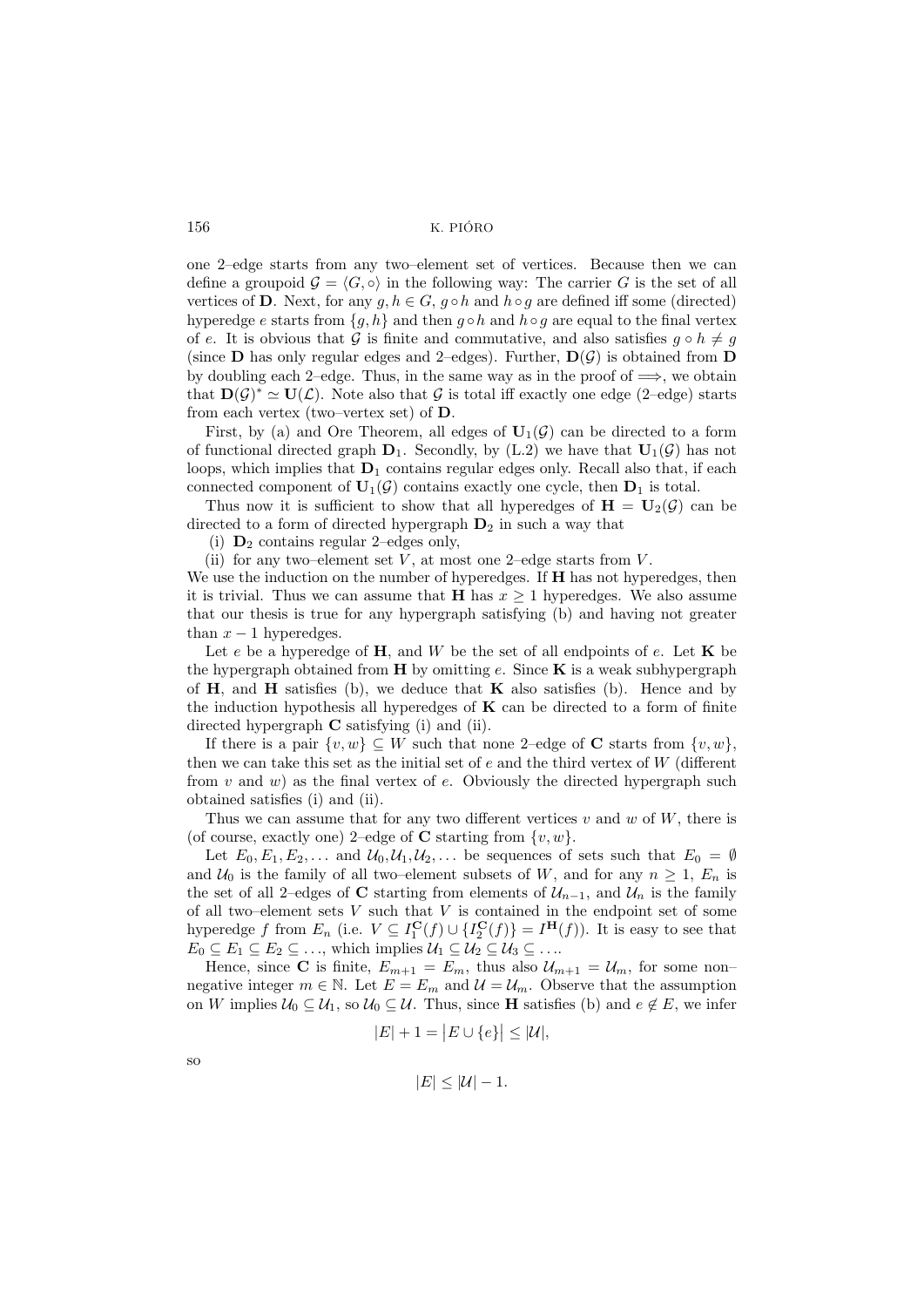one 2–edge starts from any two–element set of vertices. Because then we can define a groupoid $\mathcal{G} = \langle G, \circ \rangle$ in the following way: The carrier $G$ is the set of all vertices of $\mathbf{D}$. Next, for any $g, h \in G$, $g \circ h$ and $h \circ g$ are defined iff some (directed) hyperedge $e$ starts from $\{g, h\}$ and then $g \circ h$ and $h \circ g$ are equal to the final vertex of $e$. It is obvious that $\mathcal{G}$ is finite and commutative, and also satisfies $g \circ h \neq g$ (since $\mathbf{D}$ has only regular edges and 2–edges). Further, $\mathbf{D}(\mathcal{G})$ is obtained from $\mathbf{D}$ by doubling each 2–edge. Thus, in the same way as in the proof of $\Longrightarrow$, we obtain that $\mathbf{D}(\mathcal{G})^* \simeq \mathbf{U}(\mathcal{L})$. Note also that $\mathcal{G}$ is total iff exactly one edge (2–edge) starts from each vertex (two–vertex set) of $\mathbf{D}$.

First, by (a) and Ore Theorem, all edges of $\mathbf{U}_1(\mathcal{G})$ can be directed to a form of functional directed graph $\mathbf{D}_1$. Secondly, by (L.2) we have that $\mathbf{U}_1(\mathcal{G})$ has not loops, which implies that $\mathbf{D}_1$ contains regular edges only. Recall also that, if each connected component of $\mathbf{U}_1(\mathcal{G})$ contains exactly one cycle, then $\mathbf{D}_1$ is total.

Thus now it is sufficient to show that all hyperedges of $\mathbf{H} = \mathbf{U}_2(\mathcal{G})$ can be directed to a form of directed hypergraph $\mathbf{D}_2$ in such a way that

(i) $\mathbf{D}_2$ contains regular 2–edges only,

(ii) for any two–element set $V$, at most one 2–edge starts from $V$.

We use the induction on the number of hyperedges. If $\mathbf{H}$ has not hyperedges, then it is trivial. Thus we can assume that $\mathbf{H}$ has $x \geq 1$ hyperedges. We also assume that our thesis is true for any hypergraph satisfying (b) and having not greater than $x - 1$ hyperedges.

Let $e$ be a hyperedge of $\mathbf{H}$, and $W$ be the set of all endpoints of $e$. Let $\mathbf{K}$ be the hypergraph obtained from $\mathbf{H}$ by omitting $e$. Since $\mathbf{K}$ is a weak subhypergraph of $\mathbf{H}$, and $\mathbf{H}$ satisfies (b), we deduce that $\mathbf{K}$ also satisfies (b). Hence and by the induction hypothesis all hyperedges of $\mathbf{K}$ can be directed to a form of finite directed hypergraph $\mathbf{C}$ satisfying (i) and (ii).

If there is a pair $\{v, w\} \subseteq W$ such that none 2–edge of $\mathbf{C}$ starts from $\{v, w\}$, then we can take this set as the initial set of $e$ and the third vertex of $W$ (different from $v$ and $w$) as the final vertex of $e$. Obviously the directed hypergraph such obtained satisfies (i) and (ii).

Thus we can assume that for any two different vertices $v$ and $w$ of $W$, there is (of course, exactly one) 2–edge of $\mathbf{C}$ starting from $\{v, w\}$.

Let $E_0, E_1, E_2, \ldots$ and $\mathcal{U}_0, \mathcal{U}_1, \mathcal{U}_2, \ldots$ be sequences of sets such that $E_0 = \emptyset$ and $\mathcal{U}_0$ is the family of all two–element subsets of $W$, and for any $n \geq 1$, $E_n$ is the set of all 2–edges of $\mathbf{C}$ starting from elements of $\mathcal{U}_{n-1}$, and $\mathcal{U}_n$ is the family of all two–element sets $V$ such that $V$ is contained in the endpoint set of some hyperedge $f$ from $E_n$ (i.e. $V \subseteq I_1^{\mathbf{C}}(f) \cup \{I_2^{\mathbf{C}}(f)\} = I^{\mathbf{H}}(f)$). It is easy to see that $E_0 \subseteq E_1 \subseteq E_2 \subseteq \ldots$, which implies $\mathcal{U}_1 \subseteq \mathcal{U}_2 \subseteq \mathcal{U}_3 \subseteq \ldots$.

Hence, since $\mathbf{C}$ is finite, $E_{m+1} = E_m$, thus also $\mathcal{U}_{m+1} = \mathcal{U}_m$, for some non–negative integer $m \in \mathbb{N}$. Let $E = E_m$ and $\mathcal{U} = \mathcal{U}_m$. Observe that the assumption on $W$ implies $\mathcal{U}_0 \subseteq \mathcal{U}_1$, so $\mathcal{U}_0 \subseteq \mathcal{U}$. Thus, since $\mathbf{H}$ satisfies (b) and $e \notin E$, we infer

$$|E| + 1 = \big|E \cup \{e\}\big| \leq |\mathcal{U}|,$$

so

$$|E| \leq |\mathcal{U}| - 1.$$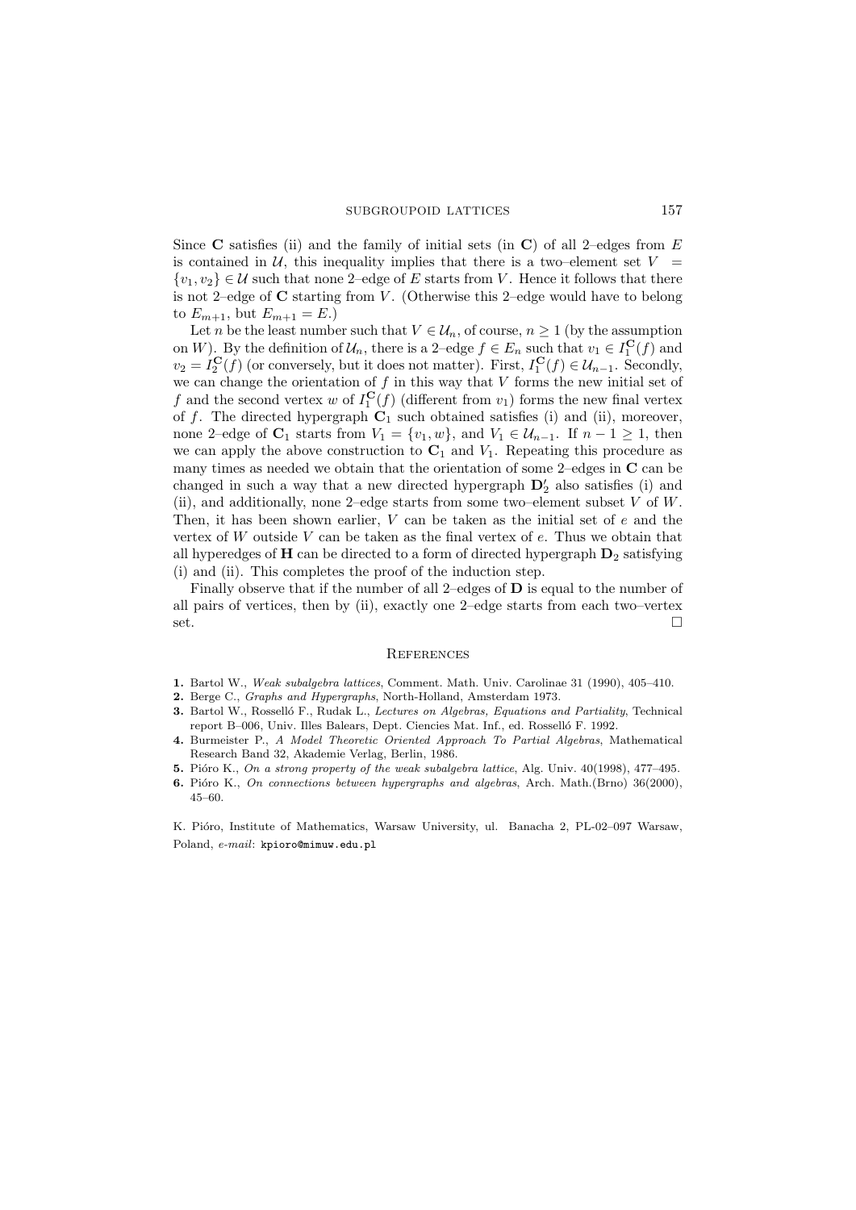Since $\mathbf{C}$ satisfies (ii) and the family of initial sets (in $\mathbf{C}$) of all 2–edges from $E$ is contained in $\mathcal{U}$, this inequality implies that there is a two–element set $V = \{v_1, v_2\} \in \mathcal{U}$ such that none 2–edge of $E$ starts from $V$. Hence it follows that there is not 2–edge of $\mathbf{C}$ starting from $V$. (Otherwise this 2–edge would have to belong to $E_{m+1}$, but $E_{m+1} = E$.)

Let $n$ be the least number such that $V \in \mathcal{U}_n$, of course, $n \geq 1$ (by the assumption on $W$). By the definition of $\mathcal{U}_n$, there is a 2–edge $f \in E_n$ such that $v_1 \in I_1^{\mathbf{C}}(f)$ and $v_2 = I_2^{\mathbf{C}}(f)$ (or conversely, but it does not matter). First, $I_1^{\mathbf{C}}(f) \in \mathcal{U}_{n-1}$. Secondly, we can change the orientation of $f$ in this way that $V$ forms the new initial set of $f$ and the second vertex $w$ of $I_1^{\mathbf{C}}(f)$ (different from $v_1$) forms the new final vertex of $f$. The directed hypergraph $\mathbf{C}_1$ such obtained satisfies (i) and (ii), moreover, none 2–edge of $\mathbf{C}_1$ starts from $V_1 = \{v_1, w\}$, and $V_1 \in \mathcal{U}_{n-1}$. If $n - 1 \geq 1$, then we can apply the above construction to $\mathbf{C}_1$ and $V_1$. Repeating this procedure as many times as needed we obtain that the orientation of some 2–edges in $\mathbf{C}$ can be changed in such a way that a new directed hypergraph $\mathbf{D}_2'$ also satisfies (i) and (ii), and additionally, none 2–edge starts from some two–element subset $V$ of $W$. Then, it has been shown earlier, $V$ can be taken as the initial set of $e$ and the vertex of $W$ outside $V$ can be taken as the final vertex of $e$. Thus we obtain that all hyperedges of $\mathbf{H}$ can be directed to a form of directed hypergraph $\mathbf{D}_2$ satisfying (i) and (ii). This completes the proof of the induction step.

Finally observe that if the number of all 2–edges of $\mathbf{D}$ is equal to the number of all pairs of vertices, then by (ii), exactly one 2–edge starts from each two–vertex set. □

## References

1. Bartol W., *Weak subalgebra lattices*, Comment. Math. Univ. Carolinae 31 (1990), 405–410.
2. Berge C., *Graphs and Hypergraphs*, North-Holland, Amsterdam 1973.
3. Bartol W., Rosselló F., Rudak L., *Lectures on Algebras, Equations and Partiality*, Technical report B–006, Univ. Illes Balears, Dept. Ciencies Mat. Inf., ed. Rosselló F. 1992.
4. Burmeister P., *A Model Theoretic Oriented Approach To Partial Algebras*, Mathematical Research Band 32, Akademie Verlag, Berlin, 1986.
5. Pióro K., *On a strong property of the weak subalgebra lattice*, Alg. Univ. 40(1998), 477–495.
6. Pióro K., *On connections between hypergraphs and algebras*, Arch. Math.(Brno) 36(2000), 45–60.

K. Pióro, Institute of Mathematics, Warsaw University, ul. Banacha 2, PL-02–097 Warsaw, Poland, *e-mail*: kpioro@mimuw.edu.pl